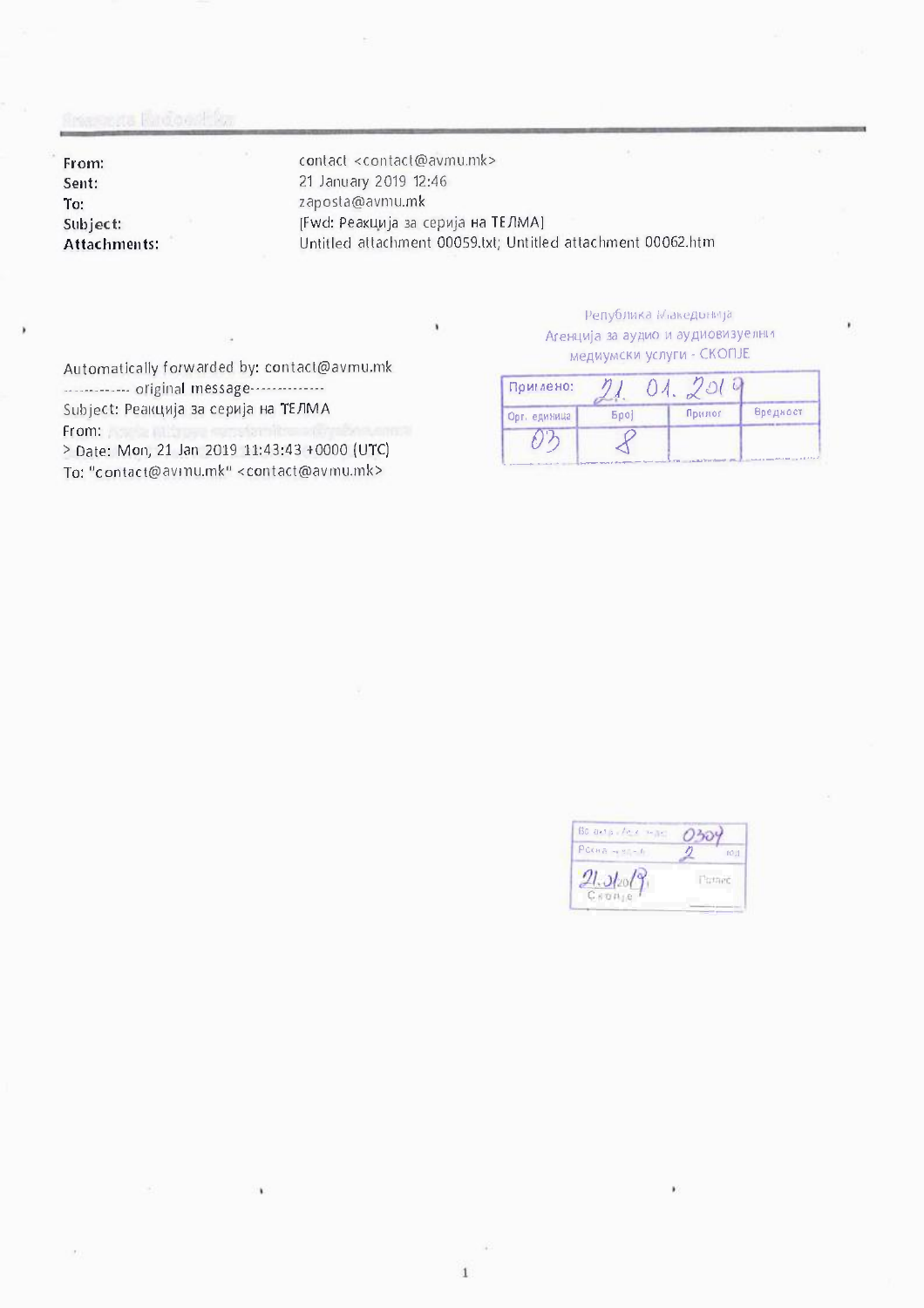| | |
|---|---|
| **From:** | contact <contact@avmu.mk> |
| **Sent:** | 21 January 2019 12:46 |
| **To:** | zaposta@avmu.mk |
| **Subject:** | [Fwd: Реакција за серија на ТЕЛМА] |
| **Attachments:** | Untitled attachment 00059.txt; Untitled attachment 00062.htm |

Република Македонија
Агенција за аудио и аудиовизуелни медиумски услуги - СКОПЈЕ

| Примено: 21. 01. 2019 | | | |
|---|---|---|---|
| Орг. единица | Број | Прилог | Вредност |
| 03 | 8 | | |

Automatically forwarded by: contact@avmu.mk
------------- original message-------------
Subject: Реакција за серија на ТЕЛМА
From:
> Date: Mon, 21 Jan 2019 11:43:43 +0000 (UTC)
To: "contact@avmu.mk" <contact@avmu.mk>

| Во архив. / Арх. знак | 0304 | |
|---|---|---|
| Рокча ч... | 2 | год |
| 21.01.2019 Скопје | Потпис | |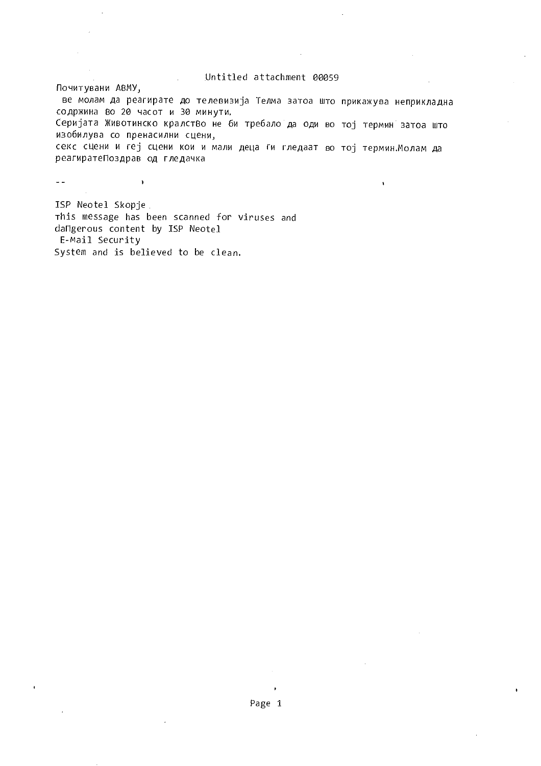Untitled attachment 00059

Почитувани АВМУ,

ве молам да реагирате до телевизија Телма затоа што прикажува неприкладна содржина во 20 часот и 30 минути.
Серијата Животинско кралство не би требало да оди во тој термин затоа што изобилува со пренасилни сцени,
секс сцени и геј сцени кои и мали деца ги гледаат во тој термин.Молам да реагиратеПоздрав од гледачка

--

ISP Neotel Skopje
This message has been scanned for viruses and
dangerous content by ISP Neotel
E-Mail Security
System and is believed to be clean.